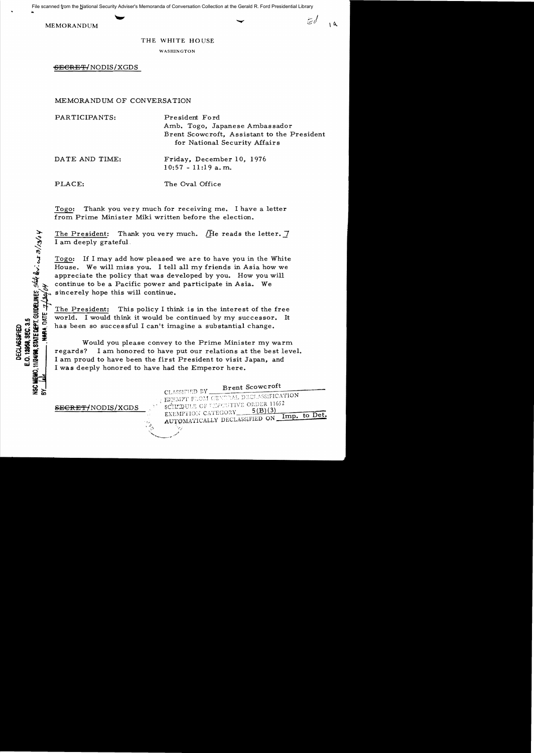MEMORANDUM

THE WHITE HOUSE

WASHINGTON

~~SECRET~~/NODIS/XGDS

MEMORANDUM OF CONVERSATION

PARTICIPANTS: President Ford
Amb. Togo, Japanese Ambassador
Brent Scowcroft, Assistant to the President for National Security Affairs

DATE AND TIME: Friday, December 10, 1976
10:57 - 11:19 a.m.

PLACE: The Oval Office

Togo: Thank you very much for receiving me. I have a letter from Prime Minister Miki written before the election.

The President: Thank you very much. [He reads the letter.] I am deeply grateful.

Togo: If I may add how pleased we are to have you in the White House. We will miss you. I tell all my friends in Asia how we appreciate the policy that was developed by you. How you will continue to be a Pacific power and participate in Asia. We sincerely hope this will continue.

The President: This policy I think is in the interest of the free world. I would think it would be continued by my successor. It has been so successful I can't imagine a substantial change.

Would you please convey to the Prime Minister my warm regards? I am honored to have put our relations at the best level. I am proud to have been the first President to visit Japan, and I was deeply honored to have had the Emperor here.

~~SECRET~~/NODIS/XGDS

CLASSIFIED BY Brent Scowcroft
EXEMPT FROM GENERAL DECLASSIFICATION SCHEDULE OF EXECUTIVE ORDER 11652
EXEMPTION CATEGORY 5(B)(3)
AUTOMATICALLY DECLASSIFIED ON Imp. to Det.

DECLASSIFIED
E.O. 12958, SEC. 3.5
NSC MEMO, 11/24/98, STATE DEPT. GUIDELINES
BY ___ , NARA, DATE ___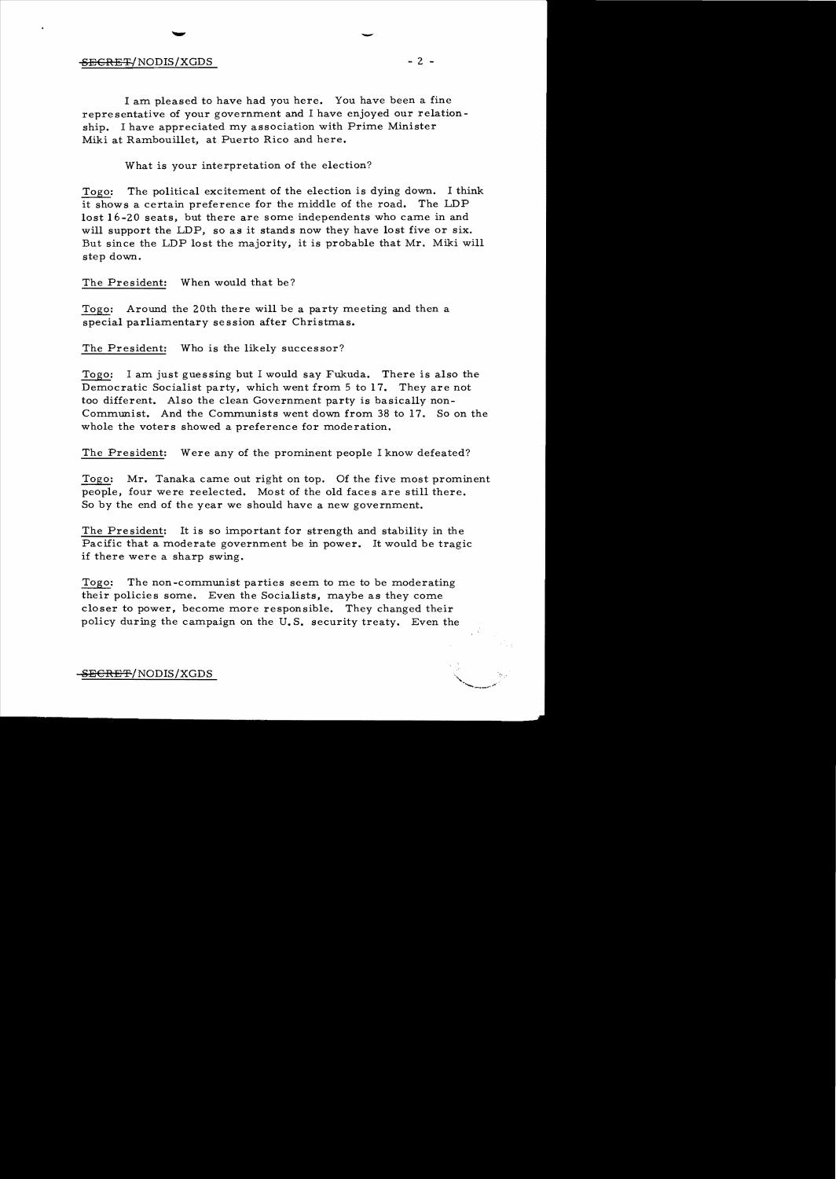I am pleased to have had you here. You have been a fine representative of your government and I have enjoyed our relationship. I have appreciated my association with Prime Minister Miki at Rambouillet, at Puerto Rico and here.

What is your interpretation of the election?

Togo: The political excitement of the election is dying down. I think it shows a certain preference for the middle of the road. The LDP lost 16-20 seats, but there are some independents who came in and will support the LDP, so as it stands now they have lost five or six. But since the LDP lost the majority, it is probable that Mr. Miki will step down.

The President: When would that be?

Togo: Around the 20th there will be a party meeting and then a special parliamentary session after Christmas.

The President: Who is the likely successor?

Togo: I am just guessing but I would say Fukuda. There is also the Democratic Socialist party, which went from 5 to 17. They are not too different. Also the clean Government party is basically non-Communist. And the Communists went down from 38 to 17. So on the whole the voters showed a preference for moderation.

The President: Were any of the prominent people I know defeated?

Togo: Mr. Tanaka came out right on top. Of the five most prominent people, four were reelected. Most of the old faces are still there. So by the end of the year we should have a new government.

The President: It is so important for strength and stability in the Pacific that a moderate government be in power. It would be tragic if there were a sharp swing.

Togo: The non-communist parties seem to me to be moderating their policies some. Even the Socialists, maybe as they come closer to power, become more responsible. They changed their policy during the campaign on the U.S. security treaty. Even the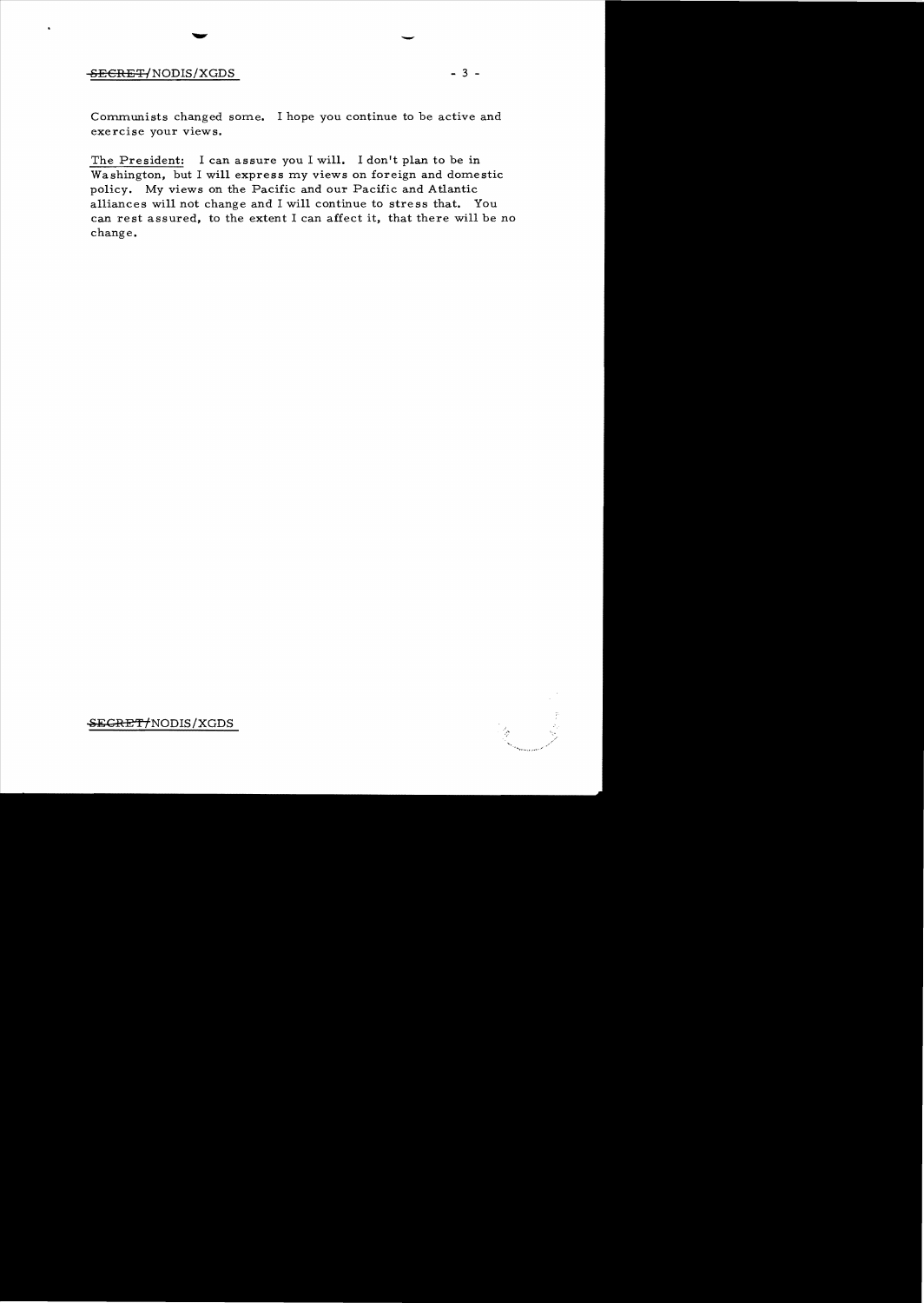Communists changed some. I hope you continue to be active and exercise your views.

The President: I can assure you I will. I don't plan to be in Washington, but I will express my views on foreign and domestic policy. My views on the Pacific and our Pacific and Atlantic alliances will not change and I will continue to stress that. You can rest assured, to the extent I can affect it, that there will be no change.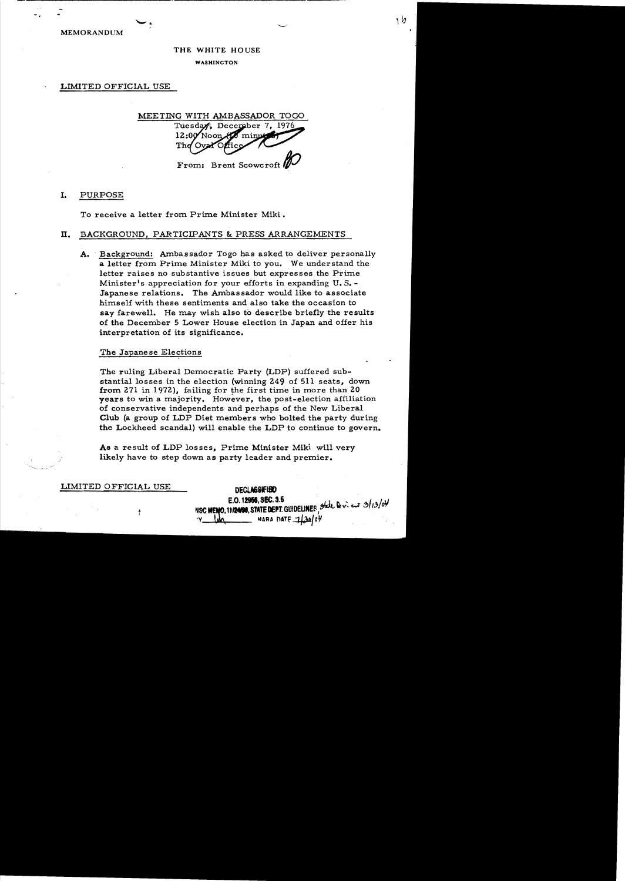MEMORANDUM

THE WHITE HOUSE

WASHINGTON

LIMITED OFFICIAL USE

MEETING WITH AMBASSADOR TOGO

Tuesday, December 7, 1976
12:00 Noon (10 minutes)
The Oval Office

From: Brent Scowcroft

## I. PURPOSE

To receive a letter from Prime Minister Miki.

## II. BACKGROUND, PARTICIPANTS & PRESS ARRANGEMENTS

A. Background: Ambassador Togo has asked to deliver personally a letter from Prime Minister Miki to you. We understand the letter raises no substantive issues but expresses the Prime Minister's appreciation for your efforts in expanding U.S.-Japanese relations. The Ambassador would like to associate himself with these sentiments and also take the occasion to say farewell. He may wish also to describe briefly the results of the December 5 Lower House election in Japan and offer his interpretation of its significance.

The Japanese Elections

The ruling Liberal Democratic Party (LDP) suffered substantial losses in the election (winning 249 of 511 seats, down from 271 in 1972), failing for the first time in more than 20 years to win a majority. However, the post-election affiliation of conservative independents and perhaps of the New Liberal Club (a group of LDP Diet members who bolted the party during the Lockheed scandal) will enable the LDP to continue to govern.

As a result of LDP losses, Prime Minister Miki will very likely have to step down as party leader and premier.

LIMITED OFFICIAL USE

DECLASSIFIED
E.O. 12958, SEC. 3.5
NSC MEMO, 11/24/98, STATE DEPT. GUIDELINES, State Rev. 3/13/04
BY lda NARA DATE 1/30/04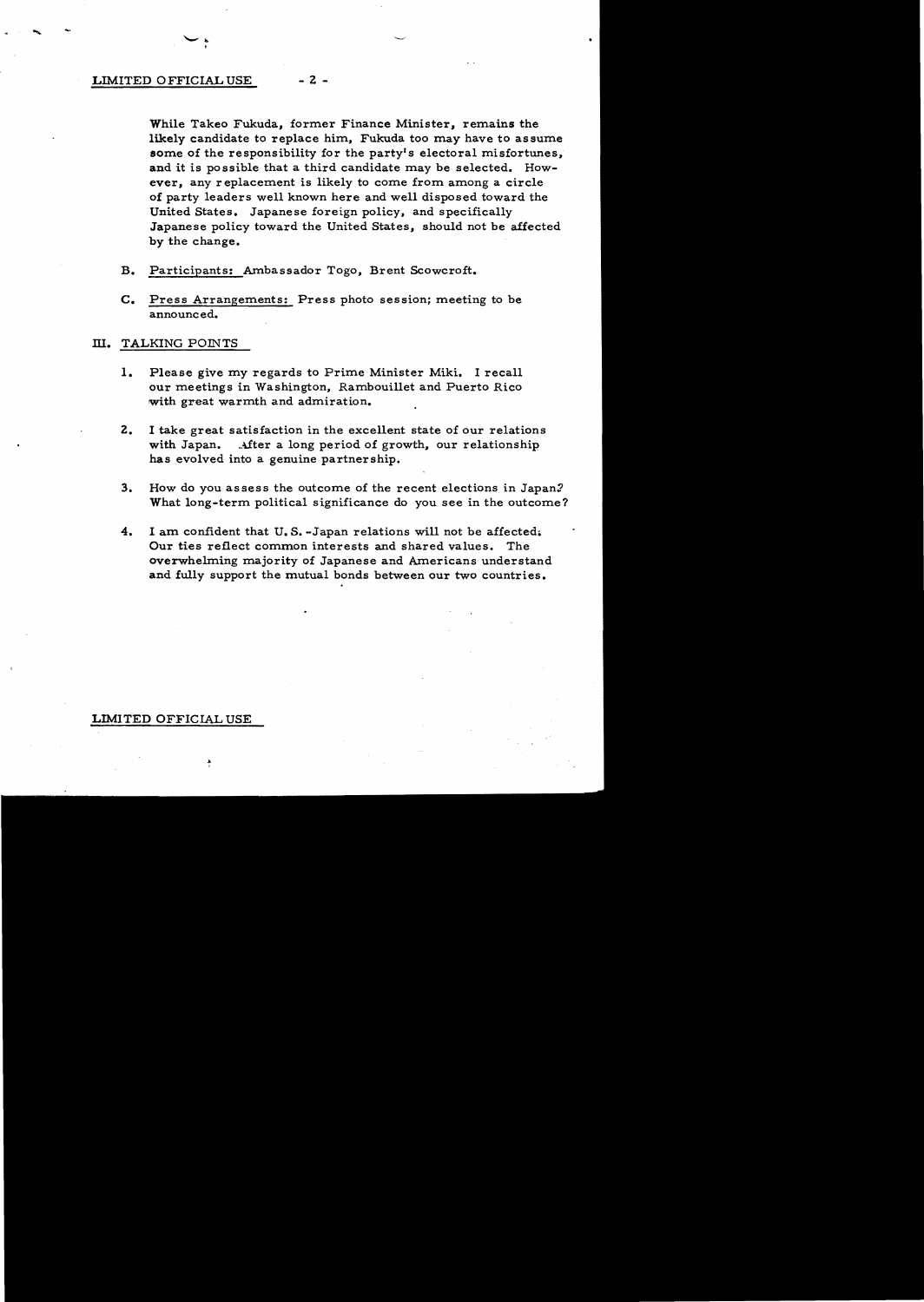LIMITED OFFICIAL USE

While Takeo Fukuda, former Finance Minister, remains the likely candidate to replace him, Fukuda too may have to assume some of the responsibility for the party's electoral misfortunes, and it is possible that a third candidate may be selected. However, any replacement is likely to come from among a circle of party leaders well known here and well disposed toward the United States. Japanese foreign policy, and specifically Japanese policy toward the United States, should not be affected by the change.

B. Participants: Ambassador Togo, Brent Scowcroft.

C. Press Arrangements: Press photo session; meeting to be announced.

## III. TALKING POINTS

1. Please give my regards to Prime Minister Miki. I recall our meetings in Washington, Rambouillet and Puerto Rico with great warmth and admiration.

2. I take great satisfaction in the excellent state of our relations with Japan. After a long period of growth, our relationship has evolved into a genuine partnership.

3. How do you assess the outcome of the recent elections in Japan? What long-term political significance do you see in the outcome?

4. I am confident that U.S.-Japan relations will not be affected. Our ties reflect common interests and shared values. The overwhelming majority of Japanese and Americans understand and fully support the mutual bonds between our two countries.

LIMITED OFFICIAL USE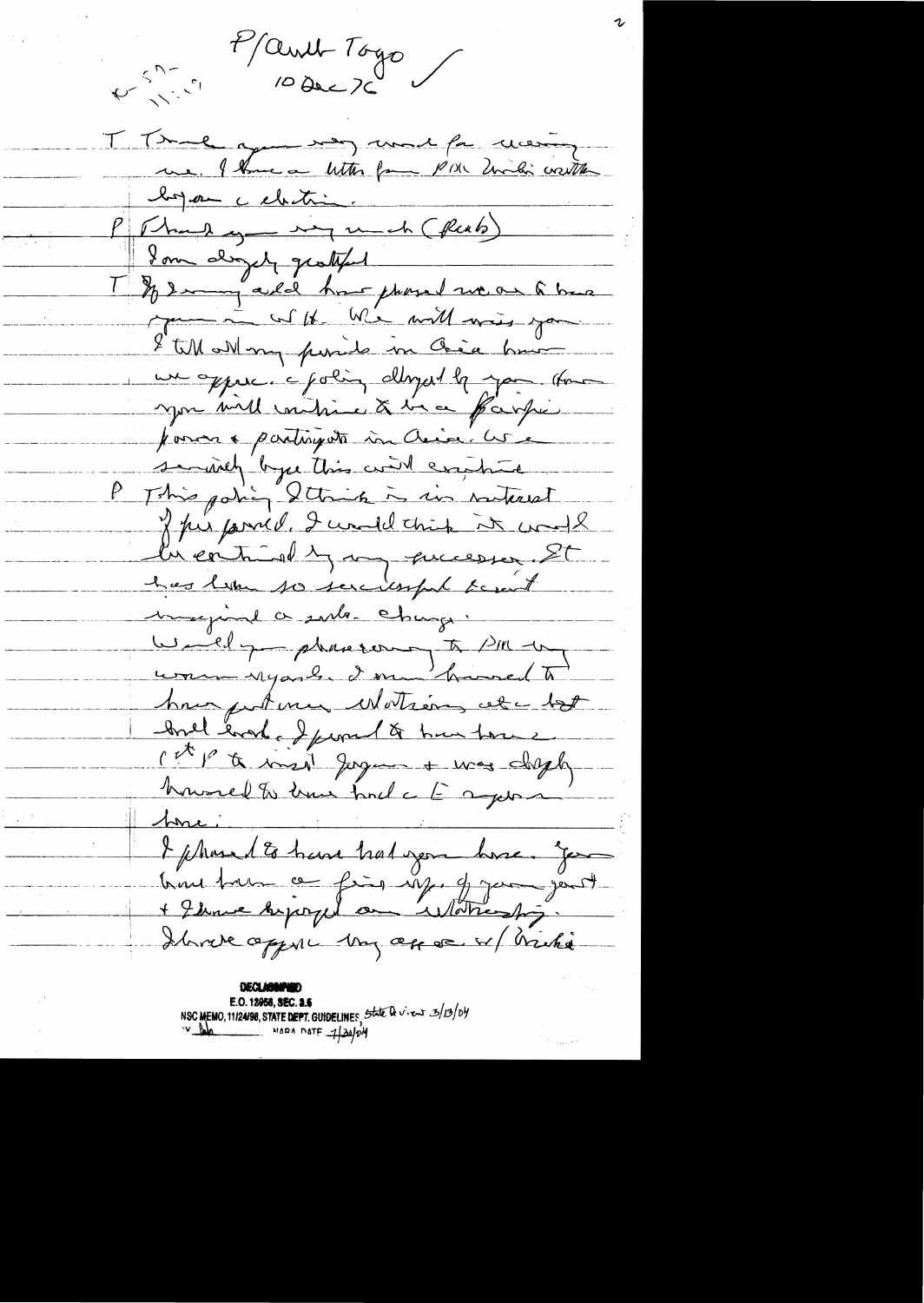P/Amb Togo
10 Dec 76

T Thank you very much for receiving me. I have a letter from PM Miki written before election.

P Thank you very much (Reads)
I am deeply grateful

T If I may add how pleased we are to have you in WH. We will miss you & tell all my friends in Asia how we appreciate policy developed by you. How you will continue to be a Pacific power & participate in Asia. We seriously hope this will continue.

P This policy I think is in interest of free world. I would think it would be continued by my successor. It has been so successful I can't imagine a sub. change.
Would you pass on to PM my warm regards. I am honored to have gotten Watson etc. but had looked forward to have him here.
1st P to visit Japan & was deeply honored to have had the opportunity here.
I pleased to have had you here. You have been a fine rep. of your govt & I have enjoyed our relationship.
I have appreciated my assoc. w/ Miki

DECLASSIFIED
E.O. 12958, SEC. 3.5
NSC MEMO, 11/24/98, STATE DEPT. GUIDELINES, State Review 3/13/04
BY [illegible] NARA DATE 4/20/04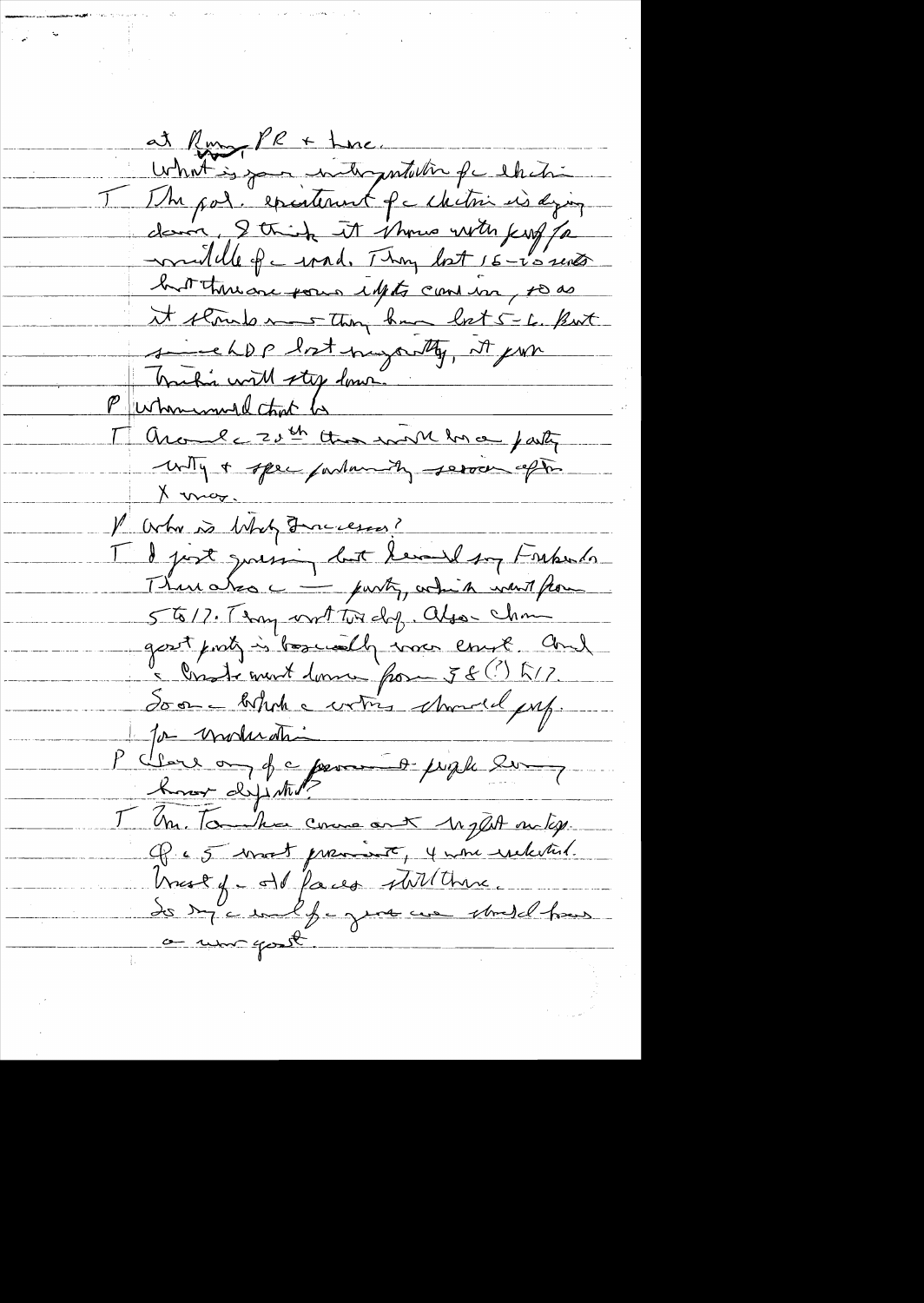at Rome, PR & here.

What is your interpretation of the election

T The pol. establishment of the election is dying down. I think it shows with [?] of the middle of the road. They lost 15-20 seats but there are [?] idiots counting, so as it stands now they have lost 5-6. But since LDP lost majority, it [?] Tanaka will step down.

P Whom would that be

T Around the 20th there will be a party unity & special parliamentary session after X-mas.

P Who is likely successor?

T I just guessing but I would say Fukuda.

There also the — party, which went from 5 to 17. They went too deep. Also the Com party is basically over [?]. And the Socialists went down from 58 (?) to 17.

So on the whole the voters showed pref. for moderation.

P Were any of the prominent people you know defeated?

T Mr. Tanaka came out high on top. Of the 5 most prominent, 4 were re-elected. Most of the old faces still there.

So say the leaders of the gov. we should have a new govt.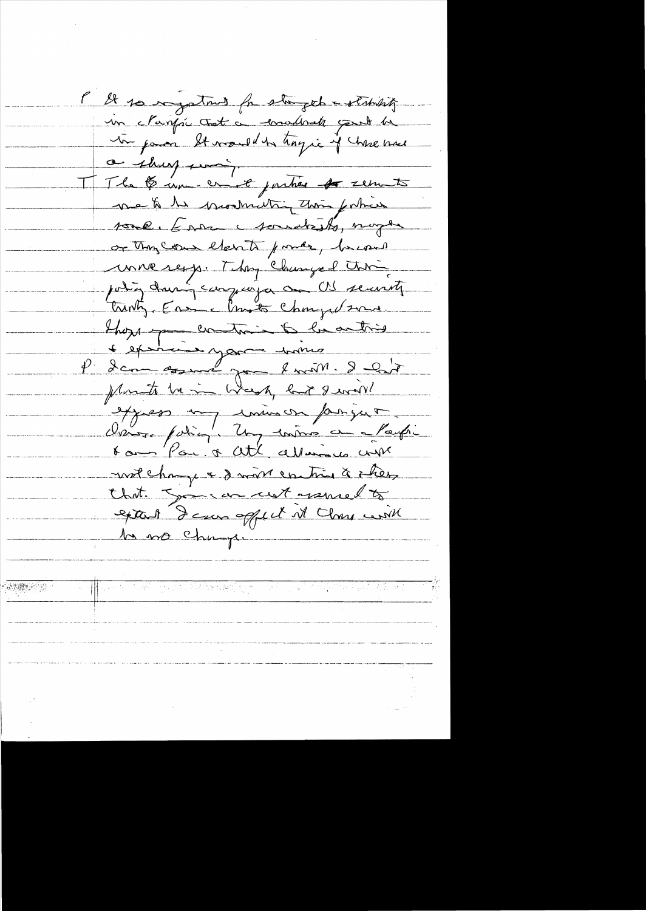P It so important for strength & stability in Pacific that a moderate govt be in power. It would be tragic if there were a sharp swing.

T The un-cont parties seem to me to be moderating their policies some. Even socialists, maybe as they come closer to power, become more resp. They changed their policy during campaign on US security treaty. Even Comm changed some. Hope you continue to be active & express your views.

P I can assure you I will. I don't plan to be in Wash, but I will express my views on foreign & domestic policy. My views on Pacific & on Pac. & Atl alliances will not change & I will continue to stress that. You can rest assured to extent I can affect it there will be no change.